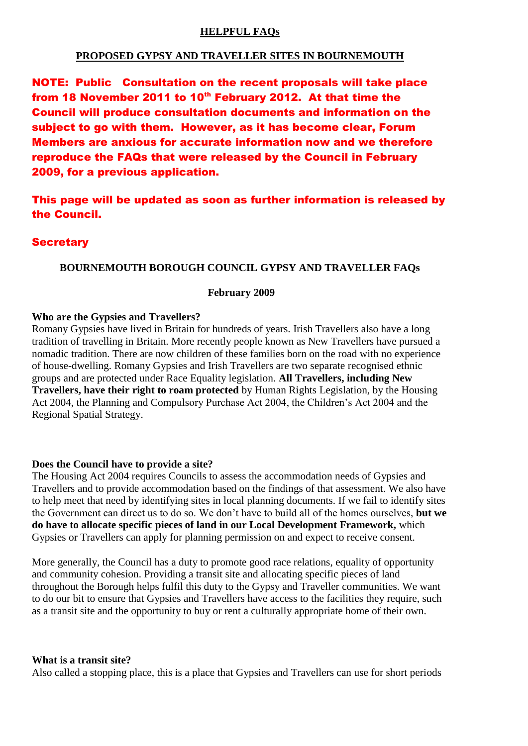# HELPFUL FAQs

## PROPOSED GYPSY AND TRAVELLER SITES IN BOURNEMOUTH

**NOTE: Public Consultation on the recent proposals will take place from 18 November 2011 to 10th February 2012. At that time the Council will produce consultation documents and information on the subject to go with them. However, as it has become clear, Forum Members are anxious for accurate information now and we therefore reproduce the FAQs that were released by the Council in February 2009, for a previous application.**

**This page will be updated as soon as further information is released by the Council.**

**Secretary**

## BOURNEMOUTH BOROUGH COUNCIL GYPSY AND TRAVELLER FAQs

**February 2009**

### Who are the Gypsies and Travellers?

Romany Gypsies have lived in Britain for hundreds of years. Irish Travellers also have a long tradition of travelling in Britain. More recently people known as New Travellers have pursued a nomadic tradition. There are now children of these families born on the road with no experience of house-dwelling. Romany Gypsies and Irish Travellers are two separate recognised ethnic groups and are protected under Race Equality legislation. **All Travellers, including New Travellers, have their right to roam protected** by Human Rights Legislation, by the Housing Act 2004, the Planning and Compulsory Purchase Act 2004, the Children's Act 2004 and the Regional Spatial Strategy.

### Does the Council have to provide a site?

The Housing Act 2004 requires Councils to assess the accommodation needs of Gypsies and Travellers and to provide accommodation based on the findings of that assessment. We also have to help meet that need by identifying sites in local planning documents. If we fail to identify sites the Government can direct us to do so. We don't have to build all of the homes ourselves, **but we do have to allocate specific pieces of land in our Local Development Framework,** which Gypsies or Travellers can apply for planning permission on and expect to receive consent.

More generally, the Council has a duty to promote good race relations, equality of opportunity and community cohesion. Providing a transit site and allocating specific pieces of land throughout the Borough helps fulfil this duty to the Gypsy and Traveller communities. We want to do our bit to ensure that Gypsies and Travellers have access to the facilities they require, such as a transit site and the opportunity to buy or rent a culturally appropriate home of their own.

### What is a transit site?

Also called a stopping place, this is a place that Gypsies and Travellers can use for short periods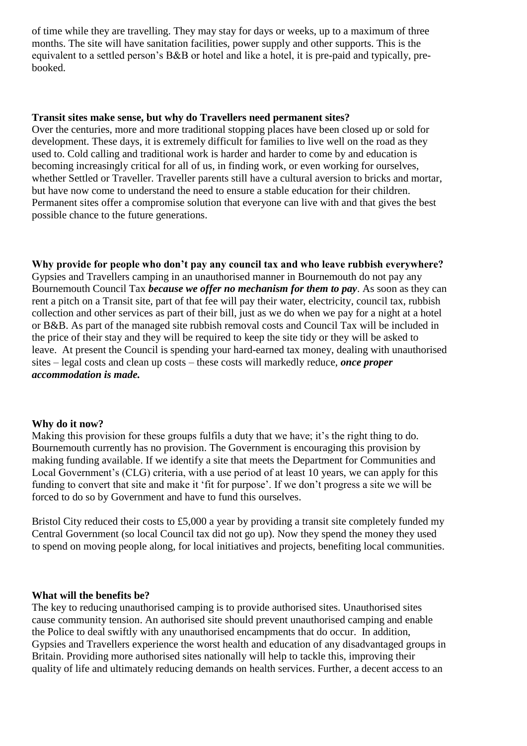of time while they are travelling. They may stay for days or weeks, up to a maximum of three months. The site will have sanitation facilities, power supply and other supports. This is the equivalent to a settled person's B&B or hotel and like a hotel, it is pre-paid and typically, pre-booked.

**Transit sites make sense, but why do Travellers need permanent sites?**

Over the centuries, more and more traditional stopping places have been closed up or sold for development. These days, it is extremely difficult for families to live well on the road as they used to. Cold calling and traditional work is harder and harder to come by and education is becoming increasingly critical for all of us, in finding work, or even working for ourselves, whether Settled or Traveller. Traveller parents still have a cultural aversion to bricks and mortar, but have now come to understand the need to ensure a stable education for their children. Permanent sites offer a compromise solution that everyone can live with and that gives the best possible chance to the future generations.

**Why provide for people who don't pay any council tax and who leave rubbish everywhere?**

Gypsies and Travellers camping in an unauthorised manner in Bournemouth do not pay any Bournemouth Council Tax ***because we offer no mechanism for them to pay***. As soon as they can rent a pitch on a Transit site, part of that fee will pay their water, electricity, council tax, rubbish collection and other services as part of their bill, just as we do when we pay for a night at a hotel or B&B. As part of the managed site rubbish removal costs and Council Tax will be included in the price of their stay and they will be required to keep the site tidy or they will be asked to leave. At present the Council is spending your hard-earned tax money, dealing with unauthorised sites – legal costs and clean up costs – these costs will markedly reduce, ***once proper accommodation is made.***

**Why do it now?**

Making this provision for these groups fulfils a duty that we have; it's the right thing to do. Bournemouth currently has no provision. The Government is encouraging this provision by making funding available. If we identify a site that meets the Department for Communities and Local Government's (CLG) criteria, with a use period of at least 10 years, we can apply for this funding to convert that site and make it 'fit for purpose'. If we don't progress a site we will be forced to do so by Government and have to fund this ourselves.

Bristol City reduced their costs to £5,000 a year by providing a transit site completely funded my Central Government (so local Council tax did not go up). Now they spend the money they used to spend on moving people along, for local initiatives and projects, benefiting local communities.

**What will the benefits be?**

The key to reducing unauthorised camping is to provide authorised sites. Unauthorised sites cause community tension. An authorised site should prevent unauthorised camping and enable the Police to deal swiftly with any unauthorised encampments that do occur. In addition, Gypsies and Travellers experience the worst health and education of any disadvantaged groups in Britain. Providing more authorised sites nationally will help to tackle this, improving their quality of life and ultimately reducing demands on health services. Further, a decent access to an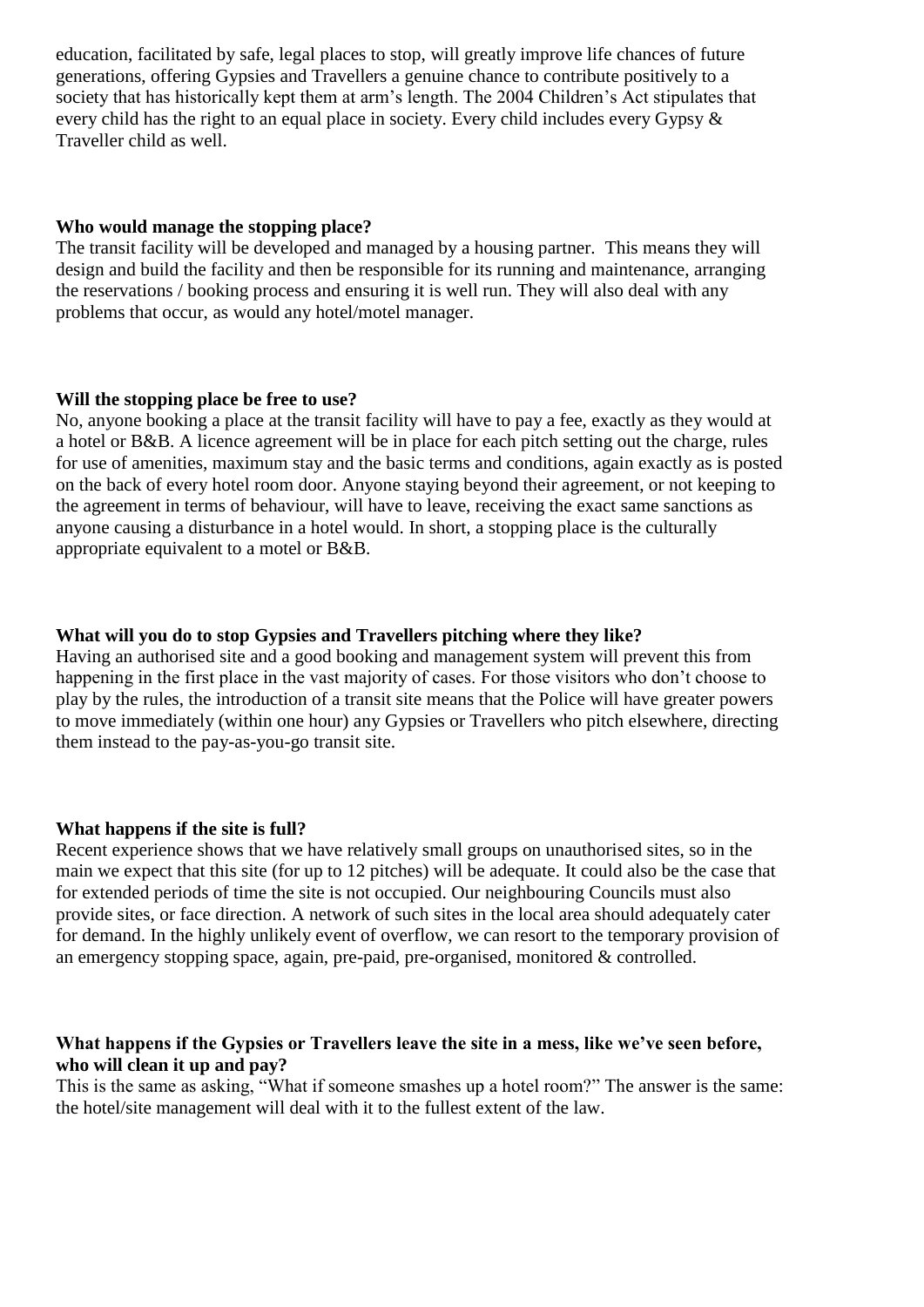education, facilitated by safe, legal places to stop, will greatly improve life chances of future generations, offering Gypsies and Travellers a genuine chance to contribute positively to a society that has historically kept them at arm's length. The 2004 Children's Act stipulates that every child has the right to an equal place in society. Every child includes every Gypsy & Traveller child as well.

**Who would manage the stopping place?**

The transit facility will be developed and managed by a housing partner. This means they will design and build the facility and then be responsible for its running and maintenance, arranging the reservations / booking process and ensuring it is well run. They will also deal with any problems that occur, as would any hotel/motel manager.

**Will the stopping place be free to use?**

No, anyone booking a place at the transit facility will have to pay a fee, exactly as they would at a hotel or B&B. A licence agreement will be in place for each pitch setting out the charge, rules for use of amenities, maximum stay and the basic terms and conditions, again exactly as is posted on the back of every hotel room door. Anyone staying beyond their agreement, or not keeping to the agreement in terms of behaviour, will have to leave, receiving the exact same sanctions as anyone causing a disturbance in a hotel would. In short, a stopping place is the culturally appropriate equivalent to a motel or B&B.

**What will you do to stop Gypsies and Travellers pitching where they like?**

Having an authorised site and a good booking and management system will prevent this from happening in the first place in the vast majority of cases. For those visitors who don't choose to play by the rules, the introduction of a transit site means that the Police will have greater powers to move immediately (within one hour) any Gypsies or Travellers who pitch elsewhere, directing them instead to the pay-as-you-go transit site.

**What happens if the site is full?**

Recent experience shows that we have relatively small groups on unauthorised sites, so in the main we expect that this site (for up to 12 pitches) will be adequate. It could also be the case that for extended periods of time the site is not occupied. Our neighbouring Councils must also provide sites, or face direction. A network of such sites in the local area should adequately cater for demand. In the highly unlikely event of overflow, we can resort to the temporary provision of an emergency stopping space, again, pre-paid, pre-organised, monitored & controlled.

**What happens if the Gypsies or Travellers leave the site in a mess, like we've seen before, who will clean it up and pay?**

This is the same as asking, "What if someone smashes up a hotel room?" The answer is the same: the hotel/site management will deal with it to the fullest extent of the law.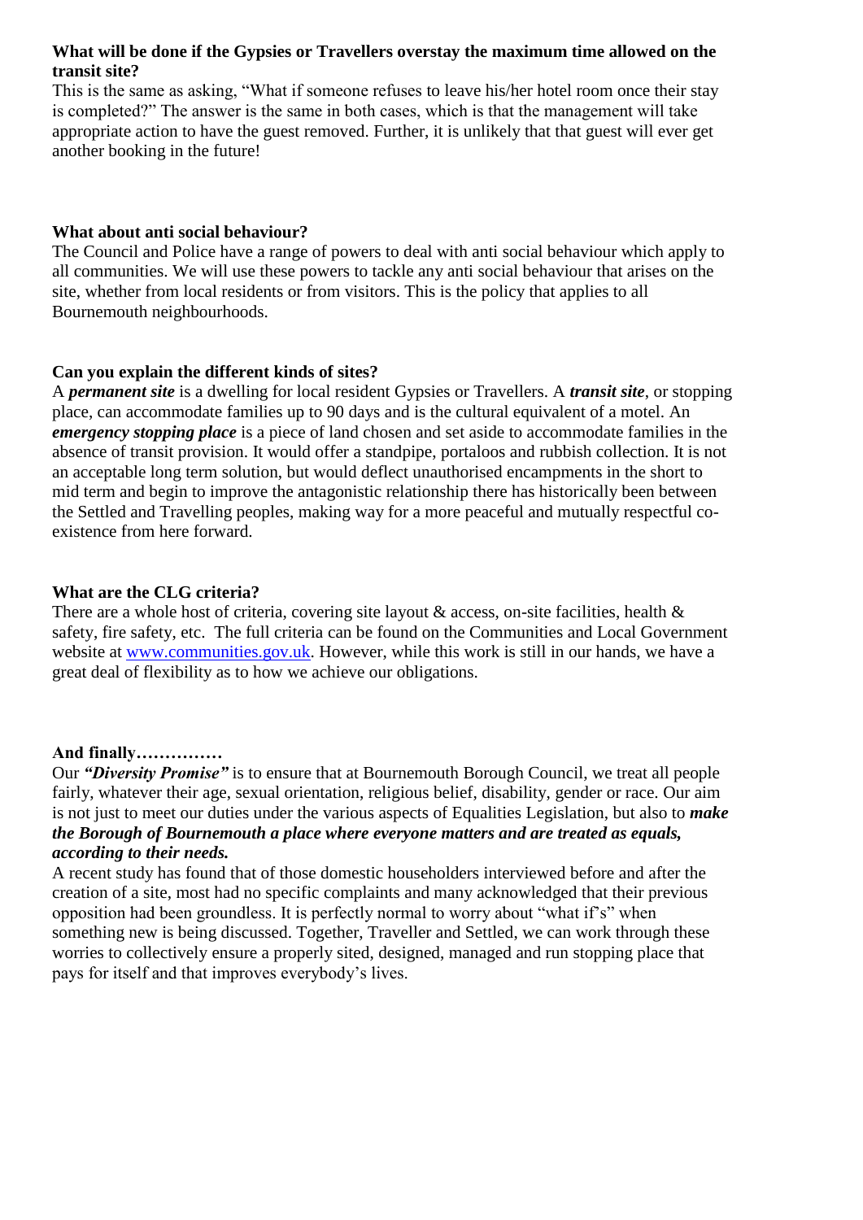**What will be done if the Gypsies or Travellers overstay the maximum time allowed on the transit site?**
This is the same as asking, "What if someone refuses to leave his/her hotel room once their stay is completed?" The answer is the same in both cases, which is that the management will take appropriate action to have the guest removed. Further, it is unlikely that that guest will ever get another booking in the future!

**What about anti social behaviour?**
The Council and Police have a range of powers to deal with anti social behaviour which apply to all communities. We will use these powers to tackle any anti social behaviour that arises on the site, whether from local residents or from visitors. This is the policy that applies to all Bournemouth neighbourhoods.

**Can you explain the different kinds of sites?**
A ***permanent site*** is a dwelling for local resident Gypsies or Travellers. A ***transit site***, or stopping place, can accommodate families up to 90 days and is the cultural equivalent of a motel. An ***emergency stopping place*** is a piece of land chosen and set aside to accommodate families in the absence of transit provision. It would offer a standpipe, portaloos and rubbish collection. It is not an acceptable long term solution, but would deflect unauthorised encampments in the short to mid term and begin to improve the antagonistic relationship there has historically been between the Settled and Travelling peoples, making way for a more peaceful and mutually respectful co-existence from here forward.

**What are the CLG criteria?**
There are a whole host of criteria, covering site layout & access, on-site facilities, health & safety, fire safety, etc. The full criteria can be found on the Communities and Local Government website at www.communities.gov.uk. However, while this work is still in our hands, we have a great deal of flexibility as to how we achieve our obligations.

**And finally……………**
Our ***"Diversity Promise"*** is to ensure that at Bournemouth Borough Council, we treat all people fairly, whatever their age, sexual orientation, religious belief, disability, gender or race. Our aim is not just to meet our duties under the various aspects of Equalities Legislation, but also to ***make the Borough of Bournemouth a place where everyone matters and are treated as equals, according to their needs.***
A recent study has found that of those domestic householders interviewed before and after the creation of a site, most had no specific complaints and many acknowledged that their previous opposition had been groundless. It is perfectly normal to worry about "what if's" when something new is being discussed. Together, Traveller and Settled, we can work through these worries to collectively ensure a properly sited, designed, managed and run stopping place that pays for itself and that improves everybody's lives.